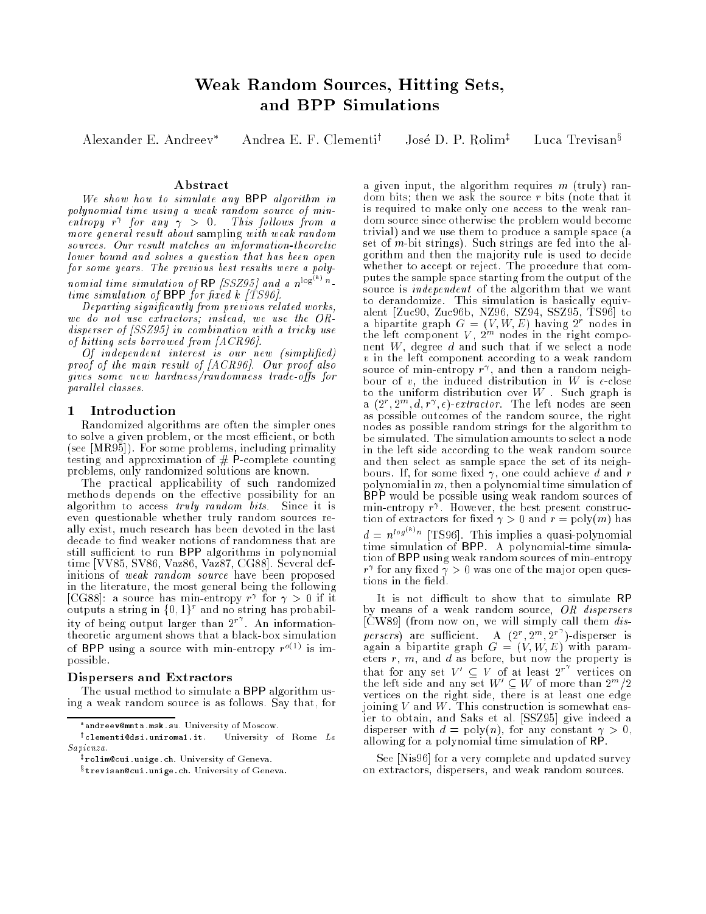# Weak Random Sources, Hitting Sets, and BPP Simulations

Alexander E. Andreev[*] Andrea E. F. Clementi[†] José D. P. Rolim[‡] Luca Trevisan[§]

### Abstract

*We show how to simulate any* BPP *algorithm in polynomial time using a weak random source of min-entropy $r^\gamma$ for any $\gamma > 0$. This follows from a more general result about* sampling *with weak random sources. Our result matches an information-theoretic lower bound and solves a question that has been open for some years. The previous best results were a polynomial time simulation of* RP *[SSZ95] and a $n^{\log^{(k)} n}$-time simulation of* BPP *for fixed $k$ [TS96].*

*Departing significantly from previous related works, we do not use extractors; instead, we use the OR-disperser of [SSZ95] in combination with a tricky use of hitting sets borrowed from [ACR96].*

*Of independent interest is our new (simplified) proof of the main result of [ACR96]. Our proof also gives some new hardness/randomness trade-offs for parallel classes.*

## 1 Introduction

Randomized algorithms are often the simpler ones to solve a given problem, or the most efficient, or both (see [MR95]). For some problems, including primality testing and approximation of # P-complete counting problems, only randomized solutions are known.

The practical applicability of such randomized methods depends on the effective possibility for an algorithm to access *truly random bits*. Since it is even questionable whether truly random sources really exist, much research has been devoted in the last decade to find weaker notions of randomness that are still sufficient to run BPP algorithms in polynomial time [VV85, SV86, Vaz86, Vaz87, CG88]. Several definitions of *weak random source* have been proposed in the literature, the most general being the following [CG88]: a source has min-entropy $r^\gamma$ for $\gamma > 0$ if it outputs a string in $\{0,1\}^r$ and no string has probability of being output larger than $2^{r^\gamma}$. An information-theoretic argument shows that a black-box simulation of BPP using a source with min-entropy $r^{o(1)}$ is impossible.

### Dispersers and Extractors

The usual method to simulate a BPP algorithm using a weak random source is as follows. Say that, for a given input, the algorithm requires $m$ (truly) random bits; then we ask the source $r$ bits (note that it is required to make only one access to the weak random source since otherwise the problem would become trivial) and we use them to produce a sample space (a set of $m$-bit strings). Such strings are fed into the algorithm and then the majority rule is used to decide whether to accept or reject. The procedure that computes the sample space starting from the output of the source is *independent* of the algorithm that we want to derandomize. This simulation is basically equivalent [Zuc90, Zuc96b, NZ96, SZ94, SSZ95, TS96] to a bipartite graph $G = (V, W, E)$ having $2^r$ nodes in the left component $V$, $2^m$ nodes in the right component $W$, degree $d$ and such that if we select a node $v$ in the left component according to a weak random source of min-entropy $r^\gamma$, and then a random neighbour of $v$, the induced distribution in $W$ is $\epsilon$-close to the uniform distribution over $W$. Such graph is a $(2^r, 2^m, d, r^\gamma, \epsilon)$-*extractor*. The left nodes are seen as possible outcomes of the random source, the right nodes as possible random strings for the algorithm to be simulated. The simulation amounts to select a node in the left side according to the weak random source and then select as sample space the set of its neighbours. If, for some fixed $\gamma$, one could achieve $d$ and $r$ polynomial in $m$, then a polynomial time simulation of BPP would be possible using weak random sources of min-entropy $r^\gamma$. However, the best present construction of extractors for fixed $\gamma > 0$ and $r = \mathrm{poly}(m)$ has $d = n^{log^{(k)} n}$ [TS96]. This implies a quasi-polynomial time simulation of BPP. A polynomial-time simulation of BPP using weak random sources of min-entropy $r^\gamma$ for any fixed $\gamma > 0$ was one of the major open questions in the field.

It is not difficult to show that to simulate RP by means of a weak random source, *OR dispersers* [CW89] (from now on, we will simply call them *dispersers*) are sufficient. A $(2^r, 2^m, 2^{r^\gamma})$-disperser is again a bipartite graph $G = (V, W, E)$ with parameters $r$, $m$, and $d$ as before, but now the property is that for any set $V' \subseteq V$ of at least $2^{r^\gamma}$ vertices on the left side and any set $W' \subseteq W$ of more than $2^m/2$ vertices on the right side, there is at least one edge joining $V$ and $W$. This construction is somewhat easier to obtain, and Saks et al. [SSZ95] give indeed a disperser with $d = \mathrm{poly}(n)$, for any constant $\gamma > 0$, allowing for a polynomial time simulation of RP.

See [Nis96] for a very complete and updated survey on extractors, dispersers, and weak random sources.

---

[*] andreev@mntn.msk.su. University of Moscow.

[†] clementi@dsi.uniroma1.it. University of Rome *La Sapienza*.

[‡] rolim@cui.unige.ch. University of Geneva.

[§] trevisan@cui.unige.ch. University of Geneva.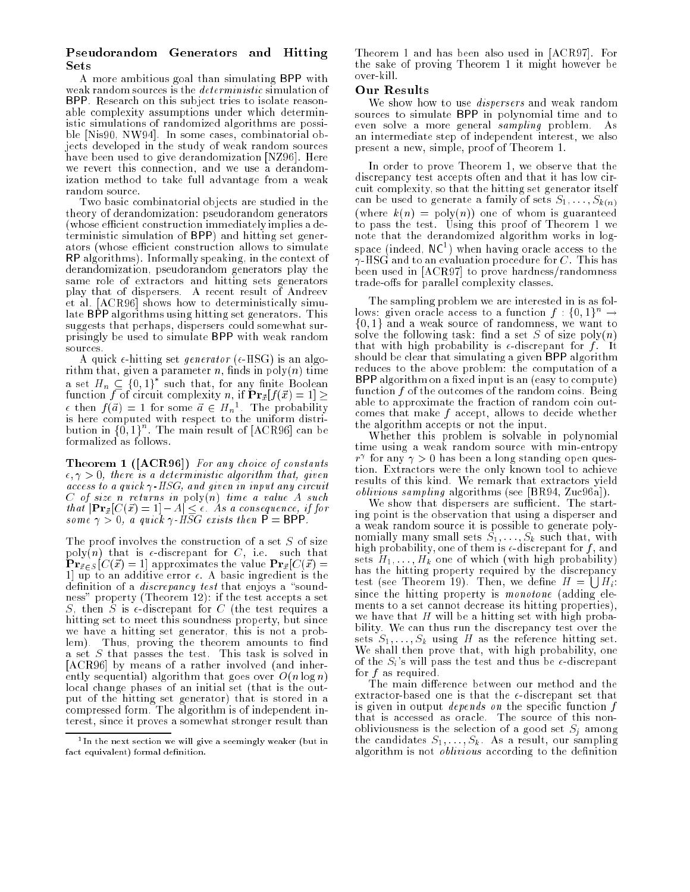### Pseudorandom Generators and Hitting Sets

A more ambitious goal than simulating BPP with weak random sources is the *deterministic* simulation of BPP. Research on this subject tries to isolate reasonable complexity assumptions under which deterministic simulations of randomized algorithms are possible [Nis90, NW94]. In some cases, combinatorial objects developed in the study of weak random sources have been used to give derandomization [NZ96]. Here we revert this connection, and we use a derandomization method to take full advantage from a weak random source.

Two basic combinatorial objects are studied in the theory of derandomization: pseudorandom generators (whose efficient construction immediately implies a deterministic simulation of BPP) and hitting set generators (whose efficient construction allows to simulate RP algorithms). Informally speaking, in the context of derandomization, pseudorandom generators play the same role of extractors and hitting sets generators play that of dispersers. A recent result of Andreev et al. [ACR96] shows how to deterministically simulate BPP algorithms using hitting set generators. This suggests that perhaps, dispersers could somewhat surprisingly be used to simulate BPP with weak random sources.

A quick $\epsilon$-hitting set *generator* ($\epsilon$-HSG) is an algorithm that, given a parameter $n$, finds in poly$(n)$ time a set $H_n \subseteq \{0,1\}^*$ such that, for any finite Boolean function $f$ of circuit complexity $n$, if $\mathbf{Pr}_{\vec{x}}[f(\vec{x}) = 1] \geq \epsilon$ then $f(\vec{a}) = 1$ for some $\vec{a} \in H_n$[1]. The probability is here computed with respect to the uniform distribution in $\{0,1\}^n$. The main result of [ACR96] can be formalized as follows.

**Theorem 1 ([ACR96])** *For any choice of constants $\epsilon, \gamma > 0$, there is a deterministic algorithm that, given access to a quick $\gamma$-HSG, and given in input any circuit $C$ of size $n$ returns in* poly$(n)$ *time a value $A$ such that $|\mathbf{Pr}_{\vec{x}}[C(\vec{x}) = 1] - A| \leq \epsilon$. As a consequence, if for some $\gamma > 0$, a quick $\gamma$-HSG exists then* P = BPP.

The proof involves the construction of a set $S$ of size poly$(n)$ that is $\epsilon$-discrepant for $C$, i.e. such that $\mathbf{Pr}_{\vec{x}\in S}[C(\vec{x}) = 1]$ approximates the value $\mathbf{Pr}_{\vec{x}}[C(\vec{x}) = 1]$ up to an additive error $\epsilon$. A basic ingredient is the definition of a *discrepancy test* that enjoys a "soundness" property (Theorem 12): if the test accepts a set $S$, then $S$ is $\epsilon$-discrepant for $C$ (the test requires a hitting set to meet this soundness property, but since we have a hitting set generator, this is not a problem). Thus, proving the theorem amounts to find a set $S$ that passes the test. This task is solved in [ACR96] by means of a rather involved (and inherently sequential) algorithm that goes over $O(n \log n)$ local change phases of an initial set (that is the output of the hitting set generator) that is stored in a compressed form. The algorithm is of independent interest, since it proves a somewhat stronger result than Theorem 1 and has been also used in [ACR97]. For the sake of proving Theorem 1 it might however be over-kill.

### Our Results

We show how to use *dispersers* and weak random sources to simulate BPP in polynomial time and to even solve a more general *sampling* problem. As an intermediate step of independent interest, we also present a new, simple, proof of Theorem 1.

In order to prove Theorem 1, we observe that the discrepancy test accepts often and that it has low circuit complexity, so that the hitting set generator itself can be used to generate a family of sets $S_1, \ldots, S_{k(n)}$ (where $k(n) =$ poly$(n)$) one of whom is guaranteed to pass the test. Using this proof of Theorem 1 we note that the derandomized algorithm works in logspace (indeed, $\mathsf{NC}^1$) when having oracle access to the $\gamma$-HSG and to an evaluation procedure for $C$. This has been used in [ACR97] to prove hardness/randomness trade-offs for parallel complexity classes.

The sampling problem we are interested in is as follows: given oracle access to a function $f : \{0,1\}^n \to \{0,1\}$ and a weak source of randomness, we want to solve the following task: find a set $S$ of size poly$(n)$ that with high probability is $\epsilon$-discrepant for $f$. It should be clear that simulating a given BPP algorithm reduces to the above problem: the computation of a BPP algorithm on a fixed input is an (easy to compute) function $f$ of the outcomes of the random coins. Being able to approximate the fraction of random coin outcomes that make $f$ accept, allows to decide whether the algorithm accepts or not the input.

Whether this problem is solvable in polynomial time using a weak random source with min-entropy $r^\gamma$ for any $\gamma > 0$ has been a long standing open question. Extractors were the only known tool to achieve results of this kind. We remark that extractors yield *oblivious sampling* algorithms (see [BR94, Zuc96a]).

We show that dispersers are sufficient. The starting point is the observation that using a disperser and a weak random source it is possible to generate polynomially many small sets $S_1, \ldots, S_k$ such that, with high probability, one of them is $\epsilon$-discrepant for $f$, and sets $H_1, \ldots, H_k$ one of which (with high probability) has the hitting property required by the discrepancy test (see Theorem 19). Then, we define $H = \bigcup H_i$: since the hitting property is *monotone* (adding elements to a set cannot decrease its hitting properties), we have that $H$ will be a hitting set with high probability. We can thus run the discrepancy test over the sets $S_1, \ldots, S_k$ using $H$ as the reference hitting set. We shall then prove that, with high probability, one of the $S_i$'s will pass the test and thus be $\epsilon$-discrepant for $f$ as required.

The main difference between our method and the extractor-based one is that the $\epsilon$-discrepant set that is given in output *depends on* the specific function $f$ that is accessed as oracle. The source of this non-obliviousness is the selection of a good set $S_j$ among the candidates $S_1, \ldots, S_k$. As a result, our sampling algorithm is not *oblivious* according to the definition

[1] In the next section we will give a seemingly weaker (but in fact equivalent) formal definition.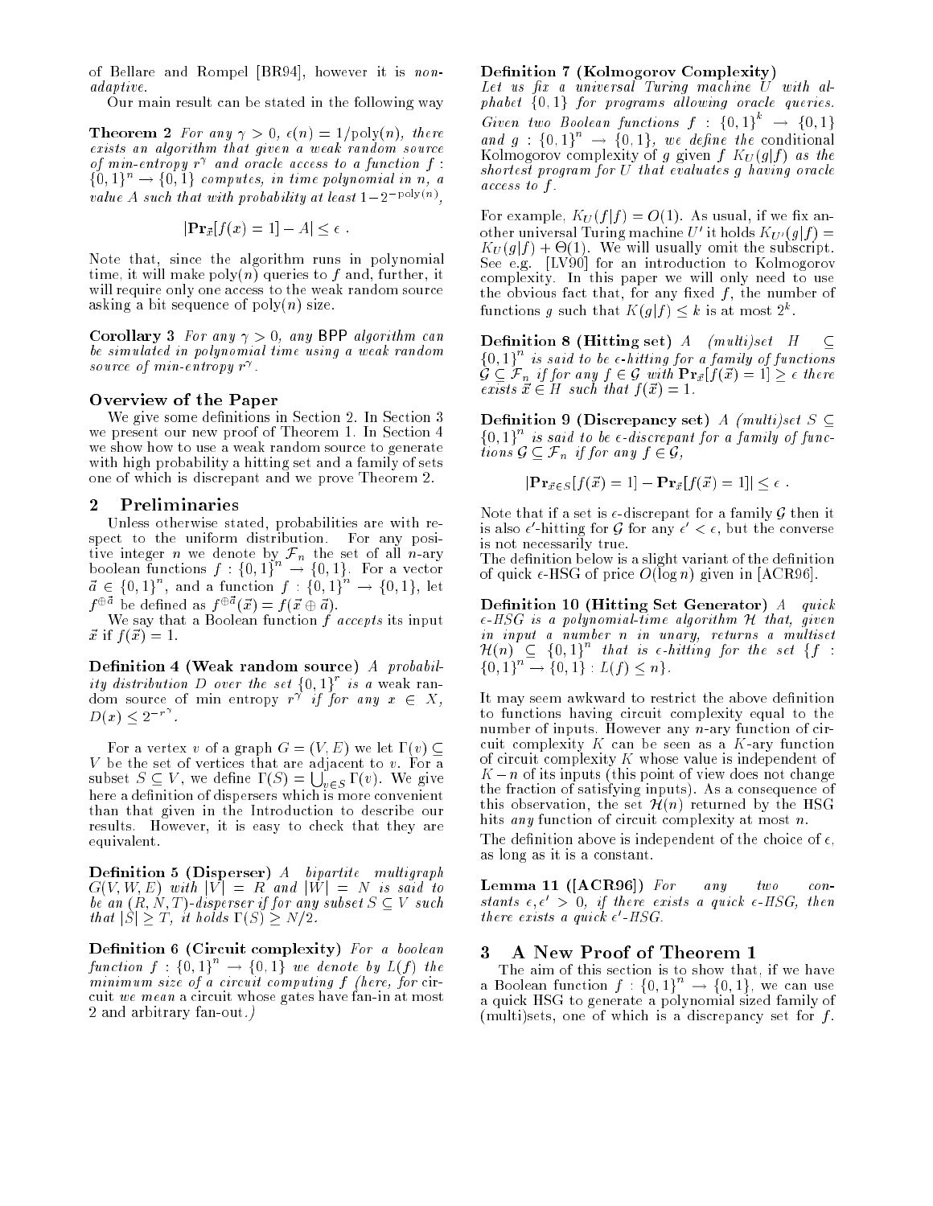of Bellare and Rompel [BR94], however it is *non-adaptive*.

Our main result can be stated in the following way

**Theorem 2** *For any $\gamma > 0$, $\epsilon(n) = 1/\text{poly}(n)$, there exists an algorithm that given a weak random source of min-entropy $r^\gamma$ and oracle access to a function $f : \{0,1\}^n \to \{0,1\}$ computes, in time polynomial in $n$, a value $A$ such that with probability at least $1 - 2^{-\text{poly}(n)}$,*

$$|\mathbf{Pr}_{\vec{x}}[f(x) = 1] - A| \leq \epsilon \ .$$

Note that, since the algorithm runs in polynomial time, it will make $\text{poly}(n)$ queries to $f$ and, further, it will require only one access to the weak random source asking a bit sequence of $\text{poly}(n)$ size.

**Corollary 3** *For any $\gamma > 0$, any* BPP *algorithm can be simulated in polynomial time using a weak random source of min-entropy $r^\gamma$.*

### Overview of the Paper

We give some definitions in Section 2. In Section 3 we present our new proof of Theorem 1. In Section 4 we show how to use a weak random source to generate with high probability a hitting set and a family of sets one of which is discrepant and we prove Theorem 2.

## 2 Preliminaries

Unless otherwise stated, probabilities are with respect to the uniform distribution. For any positive integer $n$ we denote by $\mathcal{F}_n$ the set of all $n$-ary boolean functions $f : \{0,1\}^n \to \{0,1\}$. For a vector $\vec{a} \in \{0,1\}^n$, and a function $f : \{0,1\}^n \to \{0,1\}$, let $f^{\oplus \vec{a}}$ be defined as $f^{\oplus \vec{a}}(\vec{x}) = f(\vec{x} \oplus \vec{a})$.

We say that a Boolean function $f$ *accepts* its input $\vec{x}$ if $f(\vec{x}) = 1$.

**Definition 4 (Weak random source)** *A probability distribution $D$ over the set $\{0,1\}^r$ is a* weak random source of min entropy $r^\gamma$ *if for any $x \in X$, $D(x) \leq 2^{-r^\gamma}$.*

For a vertex $v$ of a graph $G = (V, E)$ we let $\Gamma(v) \subseteq V$ be the set of vertices that are adjacent to $v$. For a subset $S \subseteq V$, we define $\Gamma(S) = \bigcup_{v \in S} \Gamma(v)$. We give here a definition of dispersers which is more convenient than that given in the Introduction to describe our results. However, it is easy to check that they are equivalent.

**Definition 5 (Disperser)** *A bipartite multigraph $G(V, W, E)$ with $|V| = R$ and $|W| = N$ is said to be an $(R, N, T)$-disperser if for any subset $S \subseteq V$ such that $|S| \geq T$, it holds $\Gamma(S) \geq N/2$.*

**Definition 6 (Circuit complexity)** *For a boolean function $f : \{0,1\}^n \to \{0,1\}$ we denote by $L(f)$ the minimum size of a circuit computing $f$ (here, for* circuit *we mean* a circuit whose gates have fan-in at most 2 and arbitrary fan-out.*)*

**Definition 7 (Kolmogorov Complexity)** *Let us fix a universal Turing machine $U$ with alphabet $\{0,1\}$ for programs allowing oracle queries. Given two Boolean functions $f : \{0,1\}^k \to \{0,1\}$ and $g : \{0,1\}^n \to \{0,1\}$, we define the* conditional Kolmogorov complexity of $g$ given $f$ $K_U(g|f)$ *as the shortest program for $U$ that evaluates $g$ having oracle access to $f$.*

For example, $K_U(f|f) = O(1)$. As usual, if we fix another universal Turing machine $U'$ it holds $K_{U'}(g|f) = K_U(g|f) + \Theta(1)$. We will usually omit the subscript. See e.g. [LV90] for an introduction to Kolmogorov complexity. In this paper we will only need to use the obvious fact that, for any fixed $f$, the number of functions $g$ such that $K(g|f) \leq k$ is at most $2^k$.

**Definition 8 (Hitting set)** *A (multi)set $H \subseteq \{0,1\}^n$ is said to be $\epsilon$-hitting for a family of functions $\mathcal{G} \subseteq \mathcal{F}_n$ if for any $f \in \mathcal{G}$ with $\mathbf{Pr}_{\vec{x}}[f(\vec{x}) = 1] \geq \epsilon$ there exists $\vec{x} \in H$ such that $f(\vec{x}) = 1$.*

**Definition 9 (Discrepancy set)** *A (multi)set $S \subseteq \{0,1\}^n$ is said to be $\epsilon$-discrepant for a family of functions $\mathcal{G} \subseteq \mathcal{F}_n$ if for any $f \in \mathcal{G}$,*

$$|\mathbf{Pr}_{\vec{x} \in S}[f(\vec{x}) = 1] - \mathbf{Pr}_{\vec{x}}[f(\vec{x}) = 1]| \leq \epsilon \ .$$

Note that if a set is $\epsilon$-discrepant for a family $\mathcal{G}$ then it is also $\epsilon'$-hitting for $\mathcal{G}$ for any $\epsilon' < \epsilon$, but the converse is not necessarily true.

The definition below is a slight variant of the definition of quick $\epsilon$-HSG of price $O(\log n)$ given in [ACR96].

**Definition 10 (Hitting Set Generator)** *A quick $\epsilon$-HSG is a polynomial-time algorithm $\mathcal{H}$ that, given in input a number $n$ in unary, returns a multiset $\mathcal{H}(n) \subseteq \{0,1\}^n$ that is $\epsilon$-hitting for the set $\{f : \{0,1\}^n \to \{0,1\} : L(f) \leq n\}$.*

It may seem awkward to restrict the above definition to functions having circuit complexity equal to the number of inputs. However any $n$-ary function of circuit complexity $K$ can be seen as a $K$-ary function of circuit complexity $K$ whose value is independent of $K - n$ of its inputs (this point of view does not change the fraction of satisfying inputs). As a consequence of this observation, the set $\mathcal{H}(n)$ returned by the HSG hits *any* function of circuit complexity at most $n$.

The definition above is independent of the choice of $\epsilon$, as long as it is a constant.

**Lemma 11 ([ACR96])** *For any two constants $\epsilon, \epsilon' > 0$, if there exists a quick $\epsilon$-HSG, then there exists a quick $\epsilon'$-HSG.*

## 3 A New Proof of Theorem 1

The aim of this section is to show that, if we have a Boolean function $f : \{0,1\}^n \to \{0,1\}$, we can use a quick HSG to generate a polynomial sized family of (multi)sets, one of which is a discrepancy set for $f$.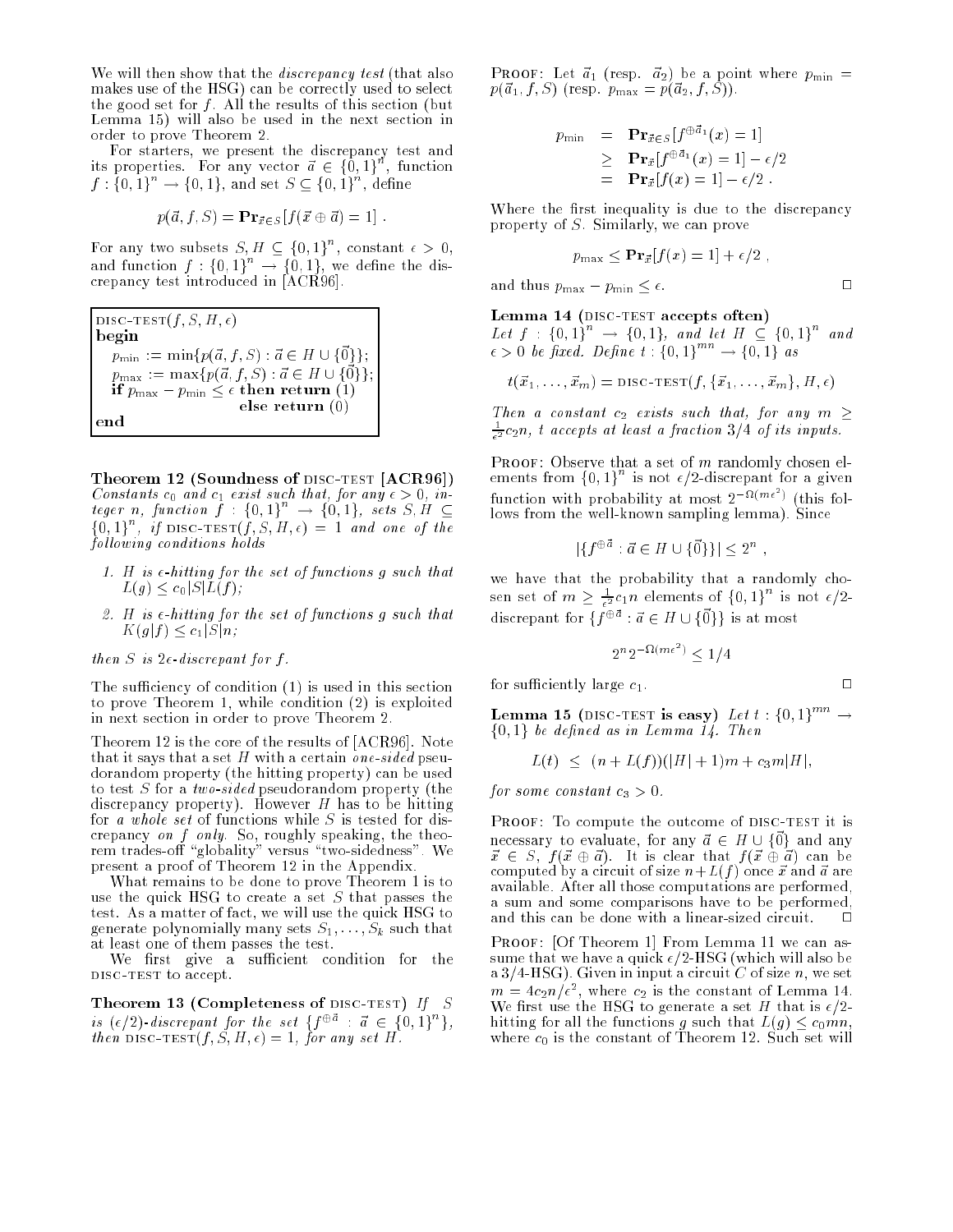We will then show that the *discrepancy test* (that also makes use of the HSG) can be correctly used to select the good set for $f$. All the results of this section (but Lemma 15) will also be used in the next section in order to prove Theorem 2.

For starters, we present the discrepancy test and its properties. For any vector $\vec{a} \in \{0,1\}^n$, function $f : \{0,1\}^n \to \{0,1\}$, and set $S \subseteq \{0,1\}^n$, define

$$p(\vec{a}, f, S) = \mathbf{Pr}_{\vec{x} \in S}[f(\vec{x} \oplus \vec{a}) = 1] .$$

For any two subsets $S, H \subseteq \{0,1\}^n$, constant $\epsilon > 0$, and function $f : \{0,1\}^n \to \{0,1\}$, we define the discrepancy test introduced in [ACR96].

```
DISC-TEST(f, S, H, ε)
begin
  p_min := min{p(a, f, S) : a ∈ H ∪ {0}};
  p_max := max{p(a, f, S) : a ∈ H ∪ {0}};
  if p_max − p_min ≤ ε then return (1)
                        else return (0)
end
```

**Theorem 12 (Soundness of DISC-TEST [ACR96])** *Constants $c_0$ and $c_1$ exist such that, for any $\epsilon > 0$, integer $n$, function $f : \{0,1\}^n \to \{0,1\}$, sets $S, H \subseteq \{0,1\}^n$, if DISC-TEST$(f, S, H, \epsilon) = 1$ and one of the following conditions holds*

1. *$H$ is $\epsilon$-hitting for the set of functions $g$ such that $L(g) \le c_0|S|L(f)$;*
2. *$H$ is $\epsilon$-hitting for the set of functions $g$ such that $K(g|f) \le c_1|S|n$;*

*then $S$ is $2\epsilon$-discrepant for $f$.*

The sufficiency of condition (1) is used in this section to prove Theorem 1, while condition (2) is exploited in next section in order to prove Theorem 2.

Theorem 12 is the core of the results of [ACR96]. Note that it says that a set $H$ with a certain *one-sided* pseudorandom property (the hitting property) can be used to test $S$ for a *two-sided* pseudorandom property (the discrepancy property). However $H$ has to be hitting for *a whole set* of functions while $S$ is tested for discrepancy *on $f$ only*. So, roughly speaking, the theorem trades-off "globality" versus "two-sidedness". We present a proof of Theorem 12 in the Appendix.

What remains to be done to prove Theorem 1 is to use the quick HSG to create a set $S$ that passes the test. As a matter of fact, we will use the quick HSG to generate polynomially many sets $S_1, \ldots, S_k$ such that at least one of them passes the test.

We first give a sufficient condition for the DISC-TEST to accept.

**Theorem 13 (Completeness of DISC-TEST)** *If $S$ is $(\epsilon/2)$-discrepant for the set $\{f^{\oplus\vec{a}} : \vec{a} \in \{0,1\}^n\}$, then DISC-TEST$(f, S, H, \epsilon) = 1$, for any set $H$.*

PROOF: Let $\vec{a}_1$ (resp. $\vec{a}_2$) be a point where $p_{\min} = p(\vec{a}_1, f, S)$ (resp. $p_{\max} = p(\vec{a}_2, f, S)$).

$$\begin{aligned} p_{\min} &= \mathbf{Pr}_{\vec{x} \in S}[f^{\oplus\vec{a}_1}(x) = 1] \\ &\ge \mathbf{Pr}_{\vec{x}}[f^{\oplus\vec{a}_1}(x) = 1] - \epsilon/2 \\ &= \mathbf{Pr}_{\vec{x}}[f(x) = 1] - \epsilon/2 . \end{aligned}$$

Where the first inequality is due to the discrepancy property of $S$. Similarly, we can prove

$$p_{\max} \le \mathbf{Pr}_{\vec{x}}[f(x) = 1] + \epsilon/2 ,$$

and thus $p_{\max} - p_{\min} \le \epsilon$. □

**Lemma 14 (DISC-TEST accepts often)** *Let $f : \{0,1\}^n \to \{0,1\}$, and let $H \subseteq \{0,1\}^n$ and $\epsilon > 0$ be fixed. Define $t : \{0,1\}^{mn} \to \{0,1\}$ as*

$$t(\vec{x}_1, \ldots, \vec{x}_m) = \text{DISC-TEST}(f, \{\vec{x}_1, \ldots, \vec{x}_m\}, H, \epsilon)$$

*Then a constant $c_2$ exists such that, for any $m \ge \frac{1}{\epsilon^2}c_2 n$, $t$ accepts at least a fraction $3/4$ of its inputs.*

PROOF: Observe that a set of $m$ randomly chosen elements from $\{0,1\}^n$ is not $\epsilon/2$-discrepant for a given function with probability at most $2^{-\Omega(m\epsilon^2)}$ (this follows from the well-known sampling lemma). Since

$$|\{f^{\oplus\vec{a}} : \vec{a} \in H \cup \{\vec{0}\}\}| \le 2^n ,$$

we have that the probability that a randomly chosen set of $m \ge \frac{1}{\epsilon^2}c_1 n$ elements of $\{0,1\}^n$ is not $\epsilon/2$-discrepant for $\{f^{\oplus\vec{a}} : \vec{a} \in H \cup \{\vec{0}\}\}$ is at most

$$2^n 2^{-\Omega(m\epsilon^2)} \le 1/4$$

for sufficiently large $c_1$. □

**Lemma 15 (DISC-TEST is easy)** *Let $t : \{0,1\}^{mn} \to \{0,1\}$ be defined as in Lemma 14. Then*

$$L(t) \le (n + L(f))(|H| + 1)m + c_3 m|H|,$$

*for some constant $c_3 > 0$.*

PROOF: To compute the outcome of DISC-TEST it is necessary to evaluate, for any $\vec{a} \in H \cup \{\vec{0}\}$ and any $\vec{x} \in S$, $f(\vec{x} \oplus \vec{a})$. It is clear that $f(\vec{x} \oplus \vec{a})$ can be computed by a circuit of size $n + L(f)$ once $\vec{x}$ and $\vec{a}$ are available. After all those computations are performed, a sum and some comparisons have to be performed, and this can be done with a linear-sized circuit. □

PROOF: [Of Theorem 1] From Lemma 11 we can assume that we have a quick $\epsilon/2$-HSG (which will also be a 3/4-HSG). Given in input a circuit $C$ of size $n$, we set $m = 4c_2 n/\epsilon^2$, where $c_2$ is the constant of Lemma 14. We first use the HSG to generate a set $H$ that is $\epsilon/2$-hitting for all the functions $g$ such that $L(g) \le c_0 mn$, where $c_0$ is the constant of Theorem 12. Such set will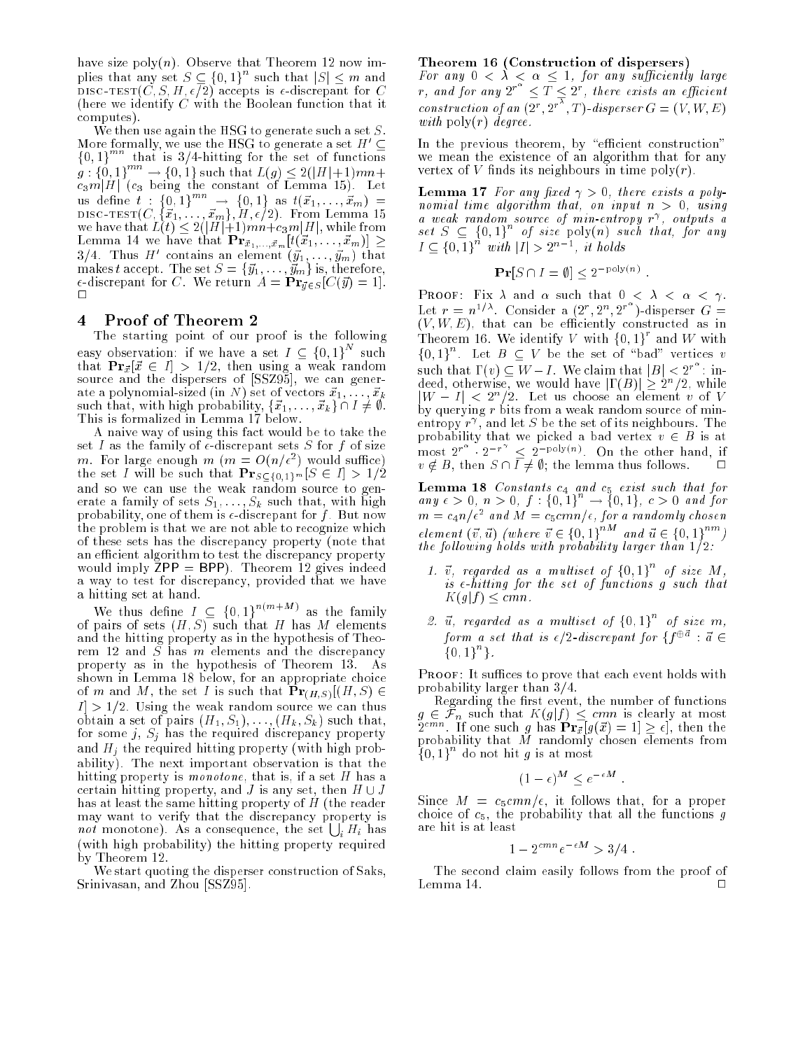have size poly$(n)$. Observe that Theorem 12 now implies that any set $S \subseteq \{0,1\}^n$ such that $|S| \leq m$ and DISC-TEST$(C, S, H, \epsilon/2)$ accepts is $\epsilon$-discrepant for $C$ (here we identify $C$ with the Boolean function that it computes).

We then use again the HSG to generate such a set $S$. More formally, we use the HSG to generate a set $H' \subseteq \{0,1\}^{mn}$ that is 3/4-hitting for the set of functions $g : \{0,1\}^{mn} \to \{0,1\}$ such that $L(g) \leq 2(|H|+1)mn + c_3 m|H|$ ($c_3$ being the constant of Lemma 15). Let us define $t : \{0,1\}^{mn} \to \{0,1\}$ as $t(\vec{x}_1, \ldots, \vec{x}_m) =$ DISC-TEST$(C, \{\vec{x}_1, \ldots, \vec{x}_m\}, H, \epsilon/2)$. From Lemma 15 we have that $L(t) \leq 2(|H|+1)mn + c_3 m|H|$, while from Lemma 14 we have that $\mathbf{Pr}_{\vec{x}_1,\ldots,\vec{x}_m}[t(\vec{x}_1, \ldots, \vec{x}_m)] \geq 3/4$. Thus $H'$ contains an element $(\vec{y}_1, \ldots, \vec{y}_m)$ that makes $t$ accept. The set $S = \{\vec{y}_1, \ldots, \vec{y}_m\}$ is, therefore, $\epsilon$-discrepant for $C$. We return $A = \mathbf{Pr}_{\vec{y} \in S}[C(\vec{y}) = 1]$. $\square$

## 4 Proof of Theorem 2

The starting point of our proof is the following easy observation: if we have a set $I \subseteq \{0,1\}^N$ such that $\mathbf{Pr}_{\vec{x}}[\vec{x} \in I] > 1/2$, then using a weak random source and the dispersers of [SSZ95], we can generate a polynomial-sized (in $N$) set of vectors $\vec{x}_1, \ldots, \vec{x}_k$ such that, with high probability, $\{\vec{x}_1, \ldots, \vec{x}_k\} \cap I \neq \emptyset$. This is formalized in Lemma 17 below.

A naive way of using this fact would be to take the set $I$ as the family of $\epsilon$-discrepant sets $S$ for $f$ of size $m$. For large enough $m$ ($m = O(n/\epsilon^2)$ would suffice) the set $I$ will be such that $\mathbf{Pr}_{S \subseteq \{0,1\}^m}[S \in I] > 1/2$ and so we can use the weak random source to generate a family of sets $S_1, \ldots, S_k$ such that, with high probability, one of them is $\epsilon$-discrepant for $f$. But now the problem is that we are not able to recognize which of these sets has the discrepancy property (note that an efficient algorithm to test the discrepancy property would imply ZPP = BPP). Theorem 12 gives indeed a way to test for discrepancy, provided that we have a hitting set at hand.

We thus define $I \subseteq \{0,1\}^{n(m+M)}$ as the family of pairs of sets $(H, S)$ such that $H$ has $M$ elements and the hitting property as in the hypothesis of Theorem 12 and $S$ has $m$ elements and the discrepancy property as in the hypothesis of Theorem 13. As shown in Lemma 18 below, for an appropriate choice of $m$ and $M$, the set $I$ is such that $\mathbf{Pr}_{(H,S)}[(H,S) \in I] > 1/2$. Using the weak random source we can thus obtain a set of pairs $(H_1, S_1), \ldots, (H_k, S_k)$ such that, for some $j$, $S_j$ has the required discrepancy property and $H_j$ the required hitting property (with high probability). The next important observation is that the hitting property is *monotone*, that is, if a set $H$ has a certain hitting property, and $J$ is any set, then $H \cup J$ has at least the same hitting property of $H$ (the reader may want to verify that the discrepancy property is *not* monotone). As a consequence, the set $\bigcup_i H_i$ has (with high probability) the hitting property required by Theorem 12.

We start quoting the disperser construction of Saks, Srinivasan, and Zhou [SSZ95].

**Theorem 16 (Construction of dispersers)** *For any $0 < \lambda < \alpha \leq 1$, for any sufficiently large $r$, and for any $2^{r^\alpha} \leq T \leq 2^r$, there exists an efficient construction of an $(2^r, 2^{r^\lambda}, T)$-disperser $G = (V, W, E)$ with poly$(r)$ degree.*

In the previous theorem, by "efficient construction" we mean the existence of an algorithm that for any vertex of $V$ finds its neighbours in time poly$(r)$.

**Lemma 17** *For any fixed $\gamma > 0$, there exists a polynomial time algorithm that, on input $n > 0$, using a weak random source of min-entropy $r^\gamma$, outputs a set $S \subseteq \{0,1\}^n$ of size poly$(n)$ such that, for any $I \subseteq \{0,1\}^n$ with $|I| > 2^{n-1}$, it holds*

$$\mathbf{Pr}[S \cap I = \emptyset] \leq 2^{-\text{poly}(n)} .$$

PROOF: Fix $\lambda$ and $\alpha$ such that $0 < \lambda < \alpha < \gamma$. Let $r = n^{1/\lambda}$. Consider a $(2^r, 2^n, 2^{r^\alpha})$-disperser $G = (V, W, E)$, that can be efficiently constructed as in Theorem 16. We identify $V$ with $\{0,1\}^r$ and $W$ with $\{0,1\}^n$. Let $B \subseteq V$ be the set of "bad" vertices $v$ such that $\Gamma(v) \subseteq W - I$. We claim that $|B| < 2^{r^\alpha}$: indeed, otherwise, we would have $|\Gamma(B)| \geq 2^n/2$, while $|W - I| < 2^n/2$. Let us choose an element $v$ of $V$ by querying $r$ bits from a weak random source of min-entropy $r^\gamma$, and let $S$ be the set of its neighbours. The probability that we picked a bad vertex $v \in B$ is at most $2^{r^\alpha} \cdot 2^{-r^\gamma} \leq 2^{-\text{poly}(n)}$. On the other hand, if $v \notin B$, then $S \cap I \neq \emptyset$; the lemma thus follows. $\square$

**Lemma 18** *Constants $c_4$ and $c_5$ exist such that for any $\epsilon > 0$, $n > 0$, $f : \{0,1\}^n \to \{0,1\}$, $c > 0$ and for $m = c_4 n/\epsilon^2$ and $M = c_5 cmn/\epsilon$, for a randomly chosen element $(\vec{v}, \vec{u})$ (where $\vec{v} \in \{0,1\}^{nM}$ and $\vec{u} \in \{0,1\}^{nm}$) the following holds with probability larger than 1/2:*

1. *$\vec{v}$, regarded as a multiset of $\{0,1\}^n$ of size $M$, is $\epsilon$-hitting for the set of functions $g$ such that $K(g|f) \leq cmn$.*

2. *$\vec{u}$, regarded as a multiset of $\{0,1\}^n$ of size $m$, form a set that is $\epsilon/2$-discrepant for $\{f^{\oplus \vec{a}} : \vec{a} \in \{0,1\}^n\}$.*

PROOF: It suffices to prove that each event holds with probability larger than 3/4.

Regarding the first event, the number of functions $g \in \mathcal{F}_n$ such that $K(g|f) \leq cmn$ is clearly at most $2^{cmn}$. If one such $g$ has $\mathbf{Pr}_{\vec{x}}[g(\vec{x}) = 1] \geq \epsilon$, then the probability that $M$ randomly chosen elements from $\{0,1\}^n$ do not hit $g$ is at most

$$(1 - \epsilon)^M \leq e^{-\epsilon M} .$$

Since $M = c_5 cmn/\epsilon$, it follows that, for a proper choice of $c_5$, the probability that all the functions $g$ are hit is at least

$$1 - 2^{cmn} e^{-\epsilon M} > 3/4 .$$

The second claim easily follows from the proof of Lemma 14. $\square$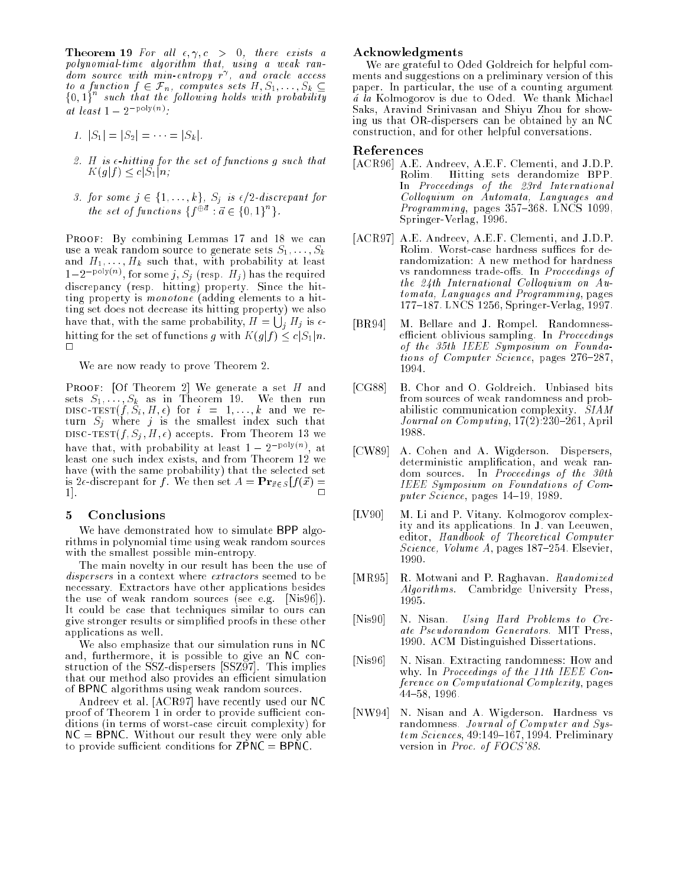**Theorem 19** *For all $\epsilon, \gamma, c > 0$, there exists a polynomial-time algorithm that, using a weak random source with min-entropy $r^\gamma$, and oracle access to a function $f \in \mathcal{F}_n$, computes sets $H, S_1, \ldots, S_k \subseteq \{0,1\}^n$ such that the following holds with probability at least $1 - 2^{-\text{poly}(n)}$:*

1. *$|S_1| = |S_2| = \cdots = |S_k|$.*
2. *$H$ is $\epsilon$-hitting for the set of functions $g$ such that $K(g|f) \leq c|S_1|n$;*
3. *for some $j \in \{1, \ldots, k\}$, $S_j$ is $\epsilon/2$-discrepant for the set of functions $\{f^{\oplus \vec{a}} : \vec{a} \in \{0,1\}^n\}$.*

Proof: By combining Lemmas 17 and 18 we can use a weak random source to generate sets $S_1, \ldots, S_k$ and $H_1, \ldots, H_k$ such that, with probability at least $1 - 2^{-\text{poly}(n)}$, for some $j$, $S_j$ (resp. $H_j$) has the required discrepancy (resp. hitting) property. Since the hitting property is *monotone* (adding elements to a hitting set does not decrease its hitting property) we also have that, with the same probability, $H = \bigcup_j H_j$ is $\epsilon$-hitting for the set of functions $g$ with $K(g|f) \leq c|S_1|n$. $\square$

We are now ready to prove Theorem 2.

Proof: [Of Theorem 2] We generate a set $H$ and sets $S_1, \ldots, S_k$ as in Theorem 19. We then run DISC-TEST$(f, S_i, H, \epsilon)$ for $i = 1, \ldots, k$ and we return $S_j$ where $j$ is the smallest index such that DISC-TEST$(f, S_j, H, \epsilon)$ accepts. From Theorem 13 we have that, with probability at least $1 - 2^{-\text{poly}(n)}$, at least one such index exists, and from Theorem 12 we have (with the same probability) that the selected set is $2\epsilon$-discrepant for $f$. We then set $A = \mathbf{Pr}_{\vec{x} \in S}[f(\vec{x}) = 1]$. $\square$

## 5 Conclusions

We have demonstrated how to simulate BPP algorithms in polynomial time using weak random sources with the smallest possible min-entropy.

The main novelty in our result has been the use of *dispersers* in a context where *extractors* seemed to be necessary. Extractors have other applications besides the use of weak random sources (see e.g. [Nis96]). It could be case that techniques similar to ours can give stronger results or simplified proofs in these other applications as well.

We also emphasize that our simulation runs in NC and, furthermore, it is possible to give an NC construction of the SSZ-dispersers [SSZ97]. This implies that our method also provides an efficient simulation of BPNC algorithms using weak random sources.

Andreev et al. [ACR97] have recently used our NC proof of Theorem 1 in order to provide sufficient conditions (in terms of worst-case circuit complexity) for NC = BPNC. Without our result they were only able to provide sufficient conditions for ZPNC = BPNC.

## Acknowledgments

We are grateful to Oded Goldreich for helpful comments and suggestions on a preliminary version of this paper. In particular, the use of a counting argument *á la* Kolmogorov is due to Oded. We thank Michael Saks, Aravind Srinivasan and Shiyu Zhou for showing us that OR-dispersers can be obtained by an NC construction, and for other helpful conversations.

## References

[ACR96] A.E. Andreev, A.E.F. Clementi, and J.D.P. Rolim. Hitting sets derandomize BPP. In *Proceedings of the 23rd International Colloquium on Automata, Languages and Programming*, pages 357–368. LNCS 1099, Springer-Verlag, 1996.

[ACR97] A.E. Andreev, A.E.F. Clementi, and J.D.P. Rolim. Worst-case hardness suffices for derandomization: A new method for hardness vs randomness trade-offs. In *Proceedings of the 24th International Colloquium on Automata, Languages and Programming*, pages 177–187. LNCS 1256, Springer-Verlag, 1997.

[BR94] M. Bellare and J. Rompel. Randomness-efficient oblivious sampling. In *Proceedings of the 35th IEEE Symposium on Foundations of Computer Science*, pages 276–287, 1994.

[CG88] B. Chor and O. Goldreich. Unbiased bits from sources of weak randomness and probabilistic communication complexity. *SIAM Journal on Computing*, 17(2):230–261, April 1988.

[CW89] A. Cohen and A. Wigderson. Dispersers, deterministic amplification, and weak random sources. In *Proceedings of the 30th IEEE Symposium on Foundations of Computer Science*, pages 14–19, 1989.

[LV90] M. Li and P. Vitany. Kolmogorov complexity and its applications. In J. van Leeuwen, editor, *Handbook of Theoretical Computer Science, Volume A*, pages 187–254. Elsevier, 1990.

[MR95] R. Motwani and P. Raghavan. *Randomized Algorithms*. Cambridge University Press, 1995.

[Nis90] N. Nisan. *Using Hard Problems to Create Pseudorandom Generators*. MIT Press, 1990. ACM Distinguished Dissertations.

[Nis96] N. Nisan. Extracting randomness: How and why. In *Proceedings of the 11th IEEE Conference on Computational Complexity*, pages 44–58, 1996.

[NW94] N. Nisan and A. Wigderson. Hardness vs randomness. *Journal of Computer and System Sciences*, 49:149–167, 1994. Preliminary version in *Proc. of FOCS'88*.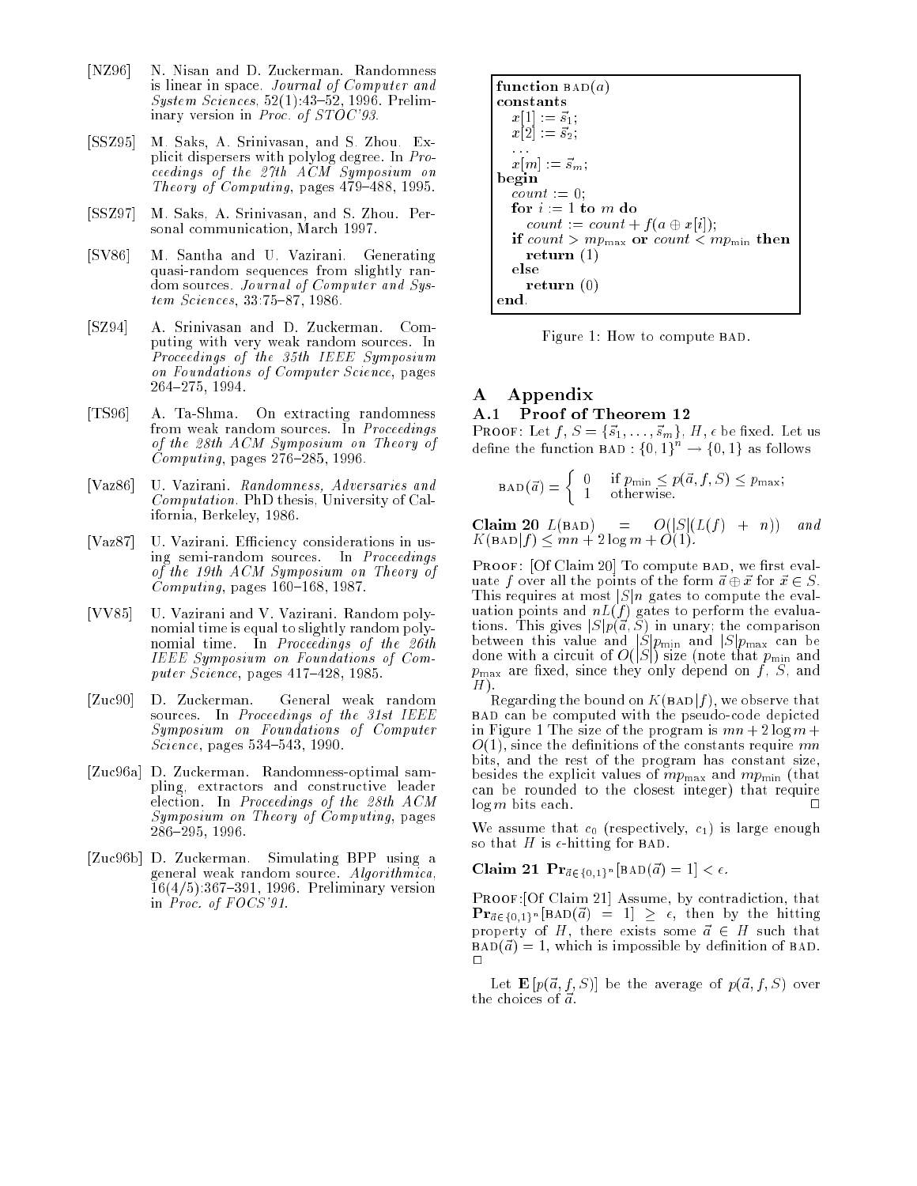[NZ96] N. Nisan and D. Zuckerman. Randomness is linear in space. *Journal of Computer and System Sciences*, 52(1):43–52, 1996. Preliminary version in *Proc. of STOC'93*.

[SSZ95] M. Saks, A. Srinivasan, and S. Zhou. Explicit dispersers with polylog degree. In *Proceedings of the 27th ACM Symposium on Theory of Computing*, pages 479–488, 1995.

[SSZ97] M. Saks, A. Srinivasan, and S. Zhou. Personal communication, March 1997.

[SV86] M. Santha and U. Vazirani. Generating quasi-random sequences from slightly random sources. *Journal of Computer and System Sciences*, 33:75–87, 1986.

[SZ94] A. Srinivasan and D. Zuckerman. Computing with very weak random sources. In *Proceedings of the 35th IEEE Symposium on Foundations of Computer Science*, pages 264–275, 1994.

[TS96] A. Ta-Shma. On extracting randomness from weak random sources. In *Proceedings of the 28th ACM Symposium on Theory of Computing*, pages 276–285, 1996.

[Vaz86] U. Vazirani. *Randomness, Adversaries and Computation*. PhD thesis, University of California, Berkeley, 1986.

[Vaz87] U. Vazirani. Efficiency considerations in using semi-random sources. In *Proceedings of the 19th ACM Symposium on Theory of Computing*, pages 160–168, 1987.

[VV85] U. Vazirani and V. Vazirani. Random polynomial time is equal to slightly random polynomial time. In *Proceedings of the 26th IEEE Symposium on Foundations of Computer Science*, pages 417–428, 1985.

[Zuc90] D. Zuckerman. General weak random sources. In *Proceedings of the 31st IEEE Symposium on Foundations of Computer Science*, pages 534–543, 1990.

[Zuc96a] D. Zuckerman. Randomness-optimal sampling, extractors and constructive leader election. In *Proceedings of the 28th ACM Symposium on Theory of Computing*, pages 286–295, 1996.

[Zuc96b] D. Zuckerman. Simulating BPP using a general weak random source. *Algorithmica*, 16(4/5):367–391, 1996. Preliminary version in *Proc. of FOCS'91*.

```
function BAD(a)
constants
   x[1] := s_1;
   x[2] := s_2;
   ...
   x[m] := s_m;
begin
   count := 0;
   for i := 1 to m do
      count := count + f(a ⊕ x[i]);
   if count > m p_max or count < m p_min then
      return (1)
   else
      return (0)
end.
```

Figure 1: How to compute BAD.

# A Appendix

## A.1 Proof of Theorem 12

PROOF: Let $f$, $S = \{\vec{s}_1, \ldots, \vec{s}_m\}$, $H$, $\epsilon$ be fixed. Let us define the function $\text{BAD} : \{0,1\}^n \to \{0,1\}$ as follows

$$\text{BAD}(\vec{a}) = \begin{cases} 0 & \text{if } p_{\min} \le p(\vec{a}, f, S) \le p_{\max}; \\ 1 & \text{otherwise.} \end{cases}$$

**Claim 20** *$L(\text{BAD}) = O(|S|(L(f) + n))$ and $K(\text{BAD}|f) \le mn + 2\log m + O(1)$.*

PROOF: [Of Claim 20] To compute BAD, we first evaluate $f$ over all the points of the form $\vec{a} \oplus \vec{x}$ for $\vec{x} \in S$. This requires at most $|S|n$ gates to compute the evaluation points and $nL(f)$ gates to perform the evaluations. This gives $|S|p(\vec{a}, S)$ in unary; the comparison between this value and $|S|p_{\min}$ and $|S|p_{\max}$ can be done with a circuit of $O(|S|)$ size (note that $p_{\min}$ and $p_{\max}$ are fixed, since they only depend on $f$, $S$, and $H$).

Regarding the bound on $K(\text{BAD}|f)$, we observe that BAD can be computed with the pseudo-code depicted in Figure 1 The size of the program is $mn + 2\log m + O(1)$, since the definitions of the constants require $mn$ bits, and the rest of the program has constant size, besides the explicit values of $mp_{\max}$ and $mp_{\min}$ (that can be rounded to the closest integer) that require $\log m$ bits each. □

We assume that $c_0$ (respectively, $c_1$) is large enough so that $H$ is $\epsilon$-hitting for BAD.

**Claim 21** $\mathbf{Pr}_{\vec{a} \in \{0,1\}^n}[\text{BAD}(\vec{a}) = 1] < \epsilon$.

PROOF:[Of Claim 21] Assume, by contradiction, that $\mathbf{Pr}_{\vec{a} \in \{0,1\}^n}[\text{BAD}(\vec{a}) = 1] \ge \epsilon$, then by the hitting property of $H$, there exists some $\vec{a} \in H$ such that $\text{BAD}(\vec{a}) = 1$, which is impossible by definition of BAD. □

Let $\mathbf{E}[p(\vec{a}, f, S)]$ be the average of $p(\vec{a}, f, S)$ over the choices of $\vec{a}$.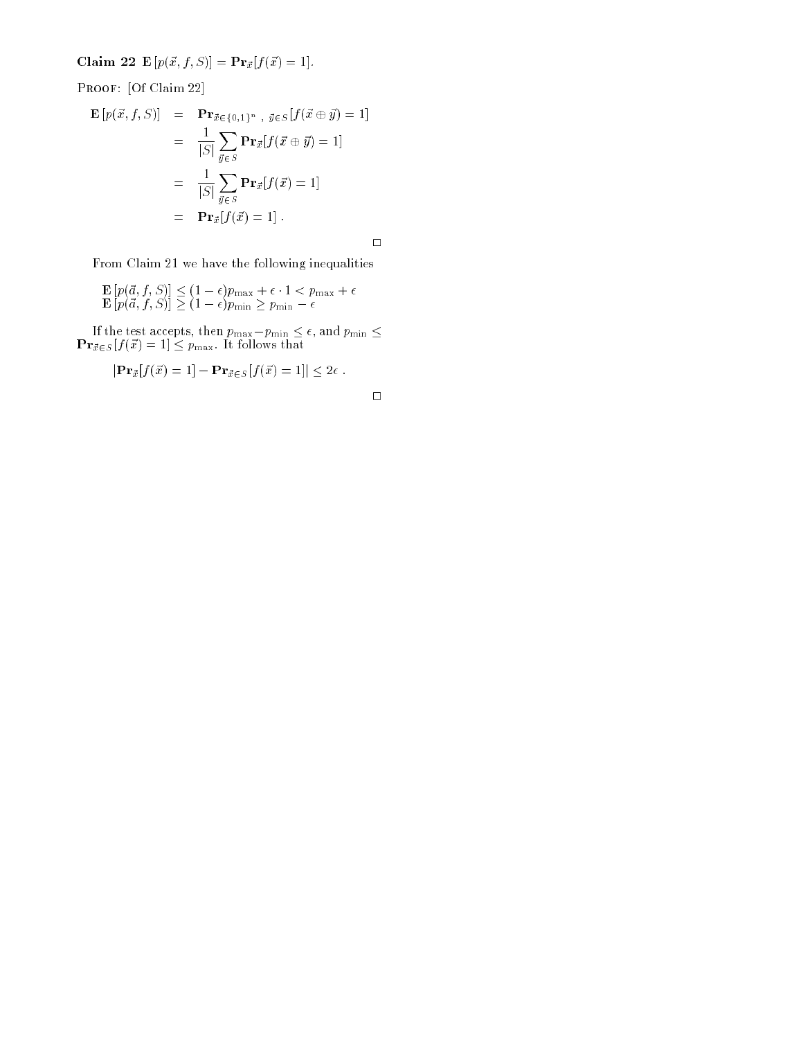**Claim 22** $\mathbf{E}[p(\vec{x}, f, S)] = \mathbf{Pr}_{\vec{x}}[f(\vec{x}) = 1]$.

Proof: [Of Claim 22]

$$
\begin{aligned}
\mathbf{E}[p(\vec{x}, f, S)] &= \mathbf{Pr}_{\vec{x} \in \{0,1\}^n \ , \ \vec{y} \in S}[f(\vec{x} \oplus \vec{y}) = 1] \\
&= \frac{1}{|S|} \sum_{\vec{y} \in S} \mathbf{Pr}_{\vec{x}}[f(\vec{x} \oplus \vec{y}) = 1] \\
&= \frac{1}{|S|} \sum_{\vec{y} \in S} \mathbf{Pr}_{\vec{x}}[f(\vec{x}) = 1] \\
&= \mathbf{Pr}_{\vec{x}}[f(\vec{x}) = 1] \ .
\end{aligned}
$$

□

From Claim 21 we have the following inequalities

$$
\begin{aligned}
&\mathbf{E}[p(\vec{a}, f, S)] \leq (1 - \epsilon) p_{\max} + \epsilon \cdot 1 < p_{\max} + \epsilon \\
&\mathbf{E}[p(\vec{a}, f, S)] \geq (1 - \epsilon) p_{\min} \geq p_{\min} - \epsilon
\end{aligned}
$$

If the test accepts, then $p_{\max} - p_{\min} \leq \epsilon$, and $p_{\min} \leq \mathbf{Pr}_{\vec{x} \in S}[f(\vec{x}) = 1] \leq p_{\max}$. It follows that

$$
|\mathbf{Pr}_{\vec{x}}[f(\vec{x}) = 1] - \mathbf{Pr}_{\vec{x} \in S}[f(\vec{x}) = 1]| \leq 2\epsilon \ .
$$

□